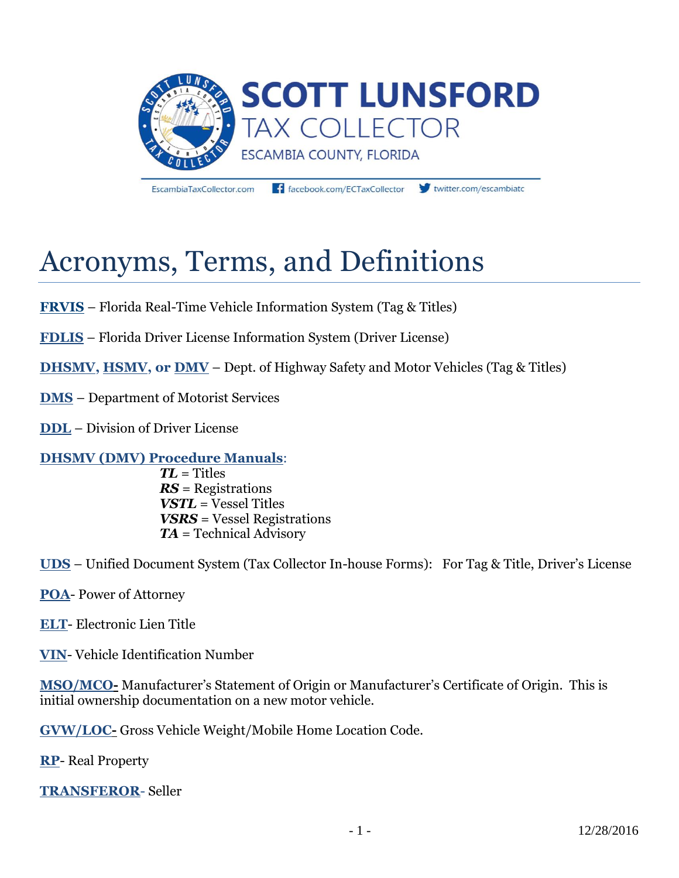SCOTT LUNSFORD
TAX COLLECTOR
ESCAMBIA COUNTY, FLORIDA

EscambiaTaxCollector.com facebook.com/ECTaxCollector twitter.com/escambiatc

# Acronyms, Terms, and Definitions

**FRVIS** – Florida Real-Time Vehicle Information System (Tag & Titles)

**FDLIS** – Florida Driver License Information System (Driver License)

**DHSMV, HSMV, or DMV** – Dept. of Highway Safety and Motor Vehicles (Tag & Titles)

**DMS** – Department of Motorist Services

**DDL** – Division of Driver License

**DHSMV (DMV) Procedure Manuals**:

- ***TL*** = Titles
- ***RS*** = Registrations
- ***VSTL*** = Vessel Titles
- ***VSRS*** = Vessel Registrations
- ***TA*** = Technical Advisory

**UDS** – Unified Document System (Tax Collector In-house Forms): For Tag & Title, Driver's License

**POA**- Power of Attorney

**ELT**- Electronic Lien Title

**VIN**- Vehicle Identification Number

**MSO/MCO-** Manufacturer's Statement of Origin or Manufacturer's Certificate of Origin. This is initial ownership documentation on a new motor vehicle.

**GVW/LOC-** Gross Vehicle Weight/Mobile Home Location Code.

**RP**- Real Property

**TRANSFEROR**- Seller

12/28/2016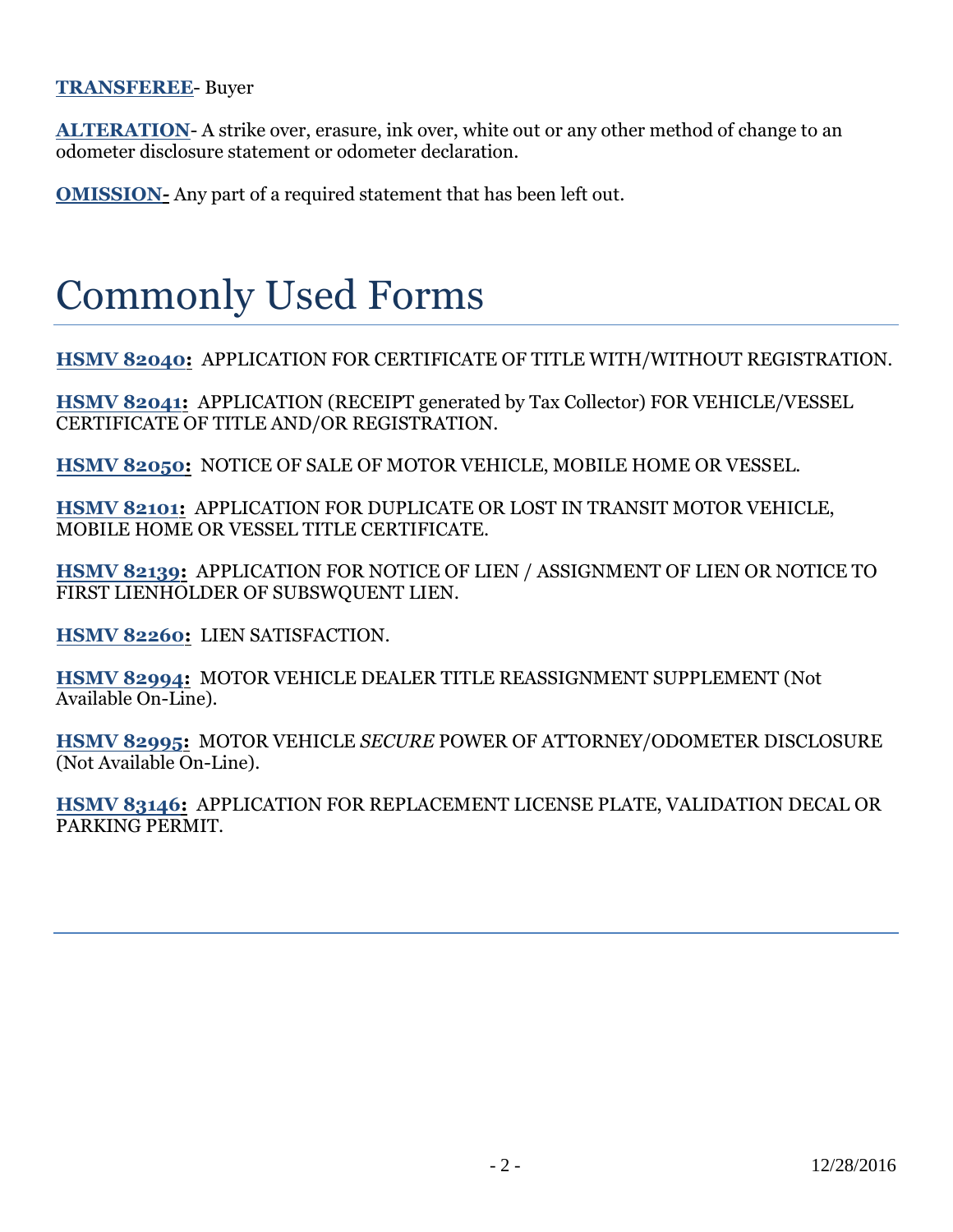**TRANSFEREE**- Buyer

**ALTERATION**- A strike over, erasure, ink over, white out or any other method of change to an odometer disclosure statement or odometer declaration.

**OMISSION-** Any part of a required statement that has been left out.

# Commonly Used Forms

**HSMV 82040:** APPLICATION FOR CERTIFICATE OF TITLE WITH/WITHOUT REGISTRATION.

**HSMV 82041:** APPLICATION (RECEIPT generated by Tax Collector) FOR VEHICLE/VESSEL CERTIFICATE OF TITLE AND/OR REGISTRATION.

**HSMV 82050:** NOTICE OF SALE OF MOTOR VEHICLE, MOBILE HOME OR VESSEL.

**HSMV 82101:** APPLICATION FOR DUPLICATE OR LOST IN TRANSIT MOTOR VEHICLE, MOBILE HOME OR VESSEL TITLE CERTIFICATE.

**HSMV 82139:** APPLICATION FOR NOTICE OF LIEN / ASSIGNMENT OF LIEN OR NOTICE TO FIRST LIENHOLDER OF SUBSWQUENT LIEN.

**HSMV 82260:** LIEN SATISFACTION.

**HSMV 82994:** MOTOR VEHICLE DEALER TITLE REASSIGNMENT SUPPLEMENT (Not Available On-Line).

**HSMV 82995:** MOTOR VEHICLE *SECURE* POWER OF ATTORNEY/ODOMETER DISCLOSURE (Not Available On-Line).

**HSMV 83146:** APPLICATION FOR REPLACEMENT LICENSE PLATE, VALIDATION DECAL OR PARKING PERMIT.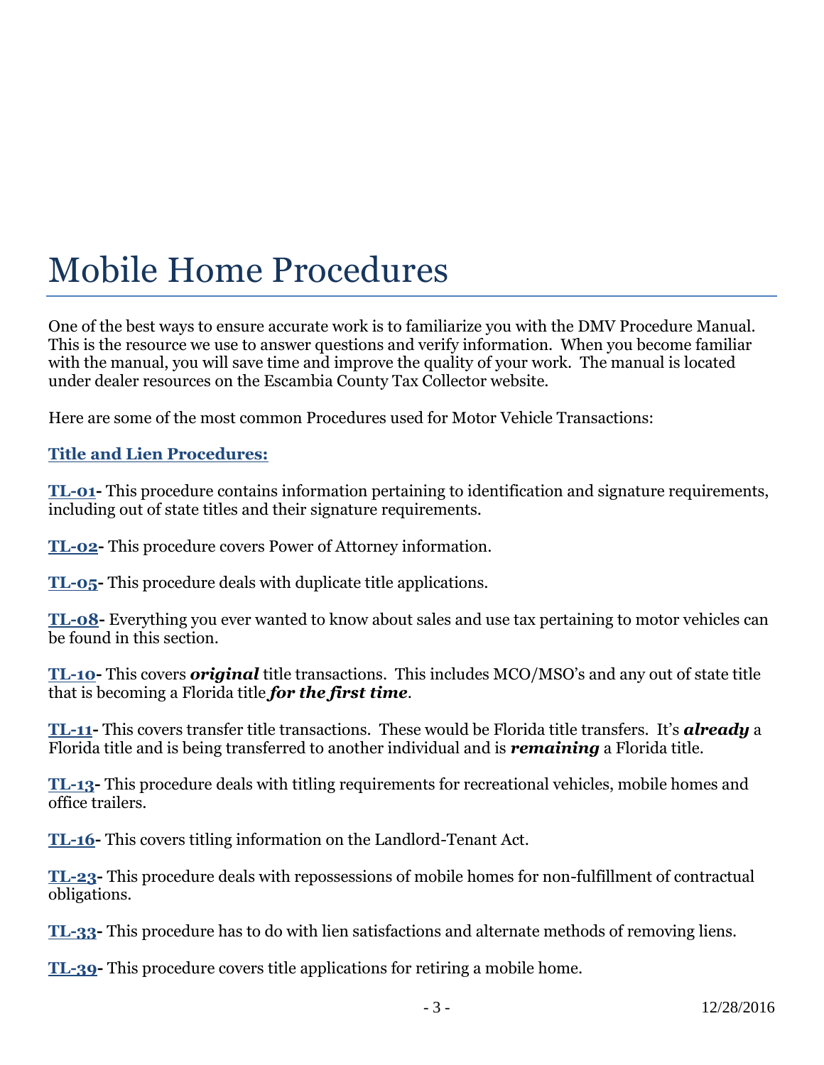# Mobile Home Procedures

One of the best ways to ensure accurate work is to familiarize you with the DMV Procedure Manual. This is the resource we use to answer questions and verify information. When you become familiar with the manual, you will save time and improve the quality of your work. The manual is located under dealer resources on the Escambia County Tax Collector website.

Here are some of the most common Procedures used for Motor Vehicle Transactions:

**Title and Lien Procedures:**

**TL-01-** This procedure contains information pertaining to identification and signature requirements, including out of state titles and their signature requirements.

**TL-02-** This procedure covers Power of Attorney information.

**TL-05-** This procedure deals with duplicate title applications.

**TL-08-** Everything you ever wanted to know about sales and use tax pertaining to motor vehicles can be found in this section.

**TL-10-** This covers ***original*** title transactions. This includes MCO/MSO's and any out of state title that is becoming a Florida title ***for the first time***.

**TL-11-** This covers transfer title transactions. These would be Florida title transfers. It's ***already*** a Florida title and is being transferred to another individual and is ***remaining*** a Florida title.

**TL-13-** This procedure deals with titling requirements for recreational vehicles, mobile homes and office trailers.

**TL-16-** This covers titling information on the Landlord-Tenant Act.

**TL-23-** This procedure deals with repossessions of mobile homes for non-fulfillment of contractual obligations.

**TL-33-** This procedure has to do with lien satisfactions and alternate methods of removing liens.

**TL-39-** This procedure covers title applications for retiring a mobile home.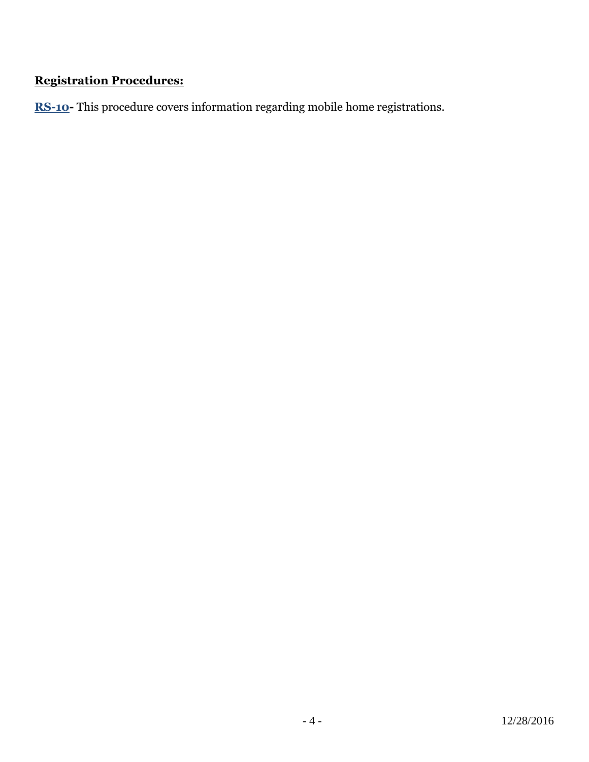**Registration Procedures:**

**RS-10-** This procedure covers information regarding mobile home registrations.